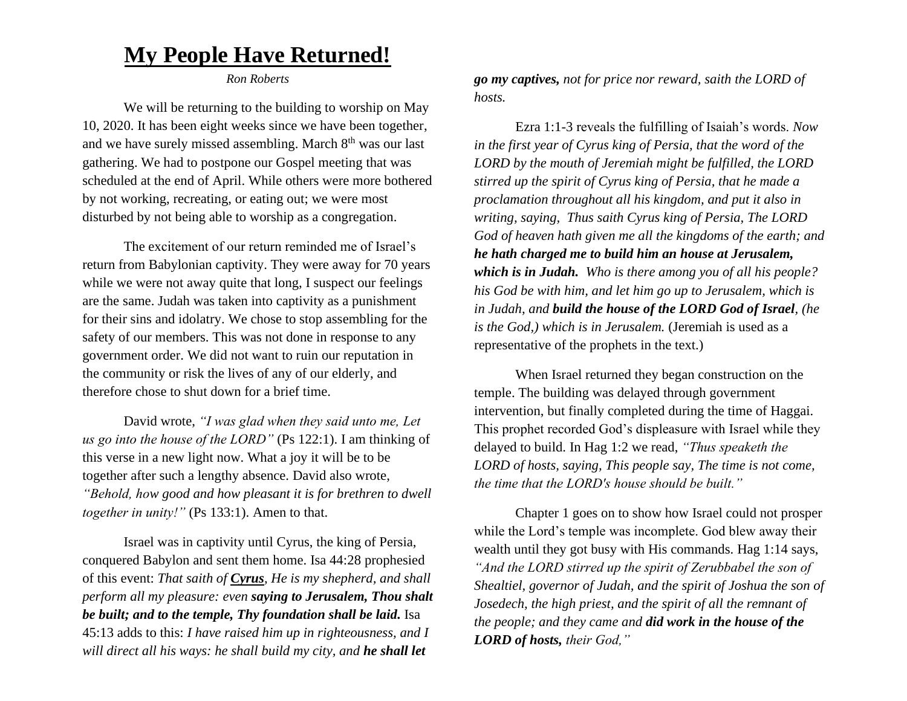# **My People Have Returned!**

*Ron Roberts*

We will be returning to the building to worship on May 10, 2020. It has been eight weeks since we have been together, and we have surely missed assembling. March 8th was our last gathering. We had to postpone our Gospel meeting that was scheduled at the end of April. While others were more bothered by not working, recreating, or eating out; we were most disturbed by not being able to worship as a congregation.

The excitement of our return reminded me of Israel's return from Babylonian captivity. They were away for 70 years while we were not away quite that long, I suspect our feelings are the same. Judah was taken into captivity as a punishment for their sins and idolatry. We chose to stop assembling for the safety of our members. This was not done in response to any government order. We did not want to ruin our reputation in the community or risk the lives of any of our elderly, and therefore chose to shut down for a brief time.

David wrote, *"I was glad when they said unto me, Let us go into the house of the LORD"* (Ps 122:1). I am thinking of this verse in a new light now. What a joy it will be to be together after such a lengthy absence. David also wrote, *"Behold, how good and how pleasant it is for brethren to dwell together in unity!"* (Ps 133:1). Amen to that.

Israel was in captivity until Cyrus, the king of Persia, conquered Babylon and sent them home. Isa 44:28 prophesied of this event: *That saith of* ***<u>Cyrus</u>****, He is my shepherd, and shall perform all my pleasure: even* ***saying to Jerusalem, Thou shalt be built; and to the temple, Thy foundation shall be laid.*** Isa 45:13 adds to this: *I have raised him up in righteousness, and I will direct all his ways: he shall build my city, and* ***he shall let go my captives,*** *not for price nor reward, saith the LORD of hosts.*

Ezra 1:1-3 reveals the fulfilling of Isaiah's words. *Now in the first year of Cyrus king of Persia, that the word of the LORD by the mouth of Jeremiah might be fulfilled, the LORD stirred up the spirit of Cyrus king of Persia, that he made a proclamation throughout all his kingdom, and put it also in writing, saying, Thus saith Cyrus king of Persia, The LORD God of heaven hath given me all the kingdoms of the earth; and* ***he hath charged me to build him an house at Jerusalem, which is in Judah.*** *Who is there among you of all his people? his God be with him, and let him go up to Jerusalem, which is in Judah, and* ***build the house of the LORD God of Israel****, (he is the God,) which is in Jerusalem.* (Jeremiah is used as a representative of the prophets in the text.)

When Israel returned they began construction on the temple. The building was delayed through government intervention, but finally completed during the time of Haggai. This prophet recorded God's displeasure with Israel while they delayed to build. In Hag 1:2 we read, *"Thus speaketh the LORD of hosts, saying, This people say, The time is not come, the time that the LORD's house should be built."*

Chapter 1 goes on to show how Israel could not prosper while the Lord's temple was incomplete. God blew away their wealth until they got busy with His commands. Hag 1:14 says, *"And the LORD stirred up the spirit of Zerubbabel the son of Shealtiel, governor of Judah, and the spirit of Joshua the son of Josedech, the high priest, and the spirit of all the remnant of the people; and they came and* ***did work in the house of the LORD of hosts,*** *their God,"*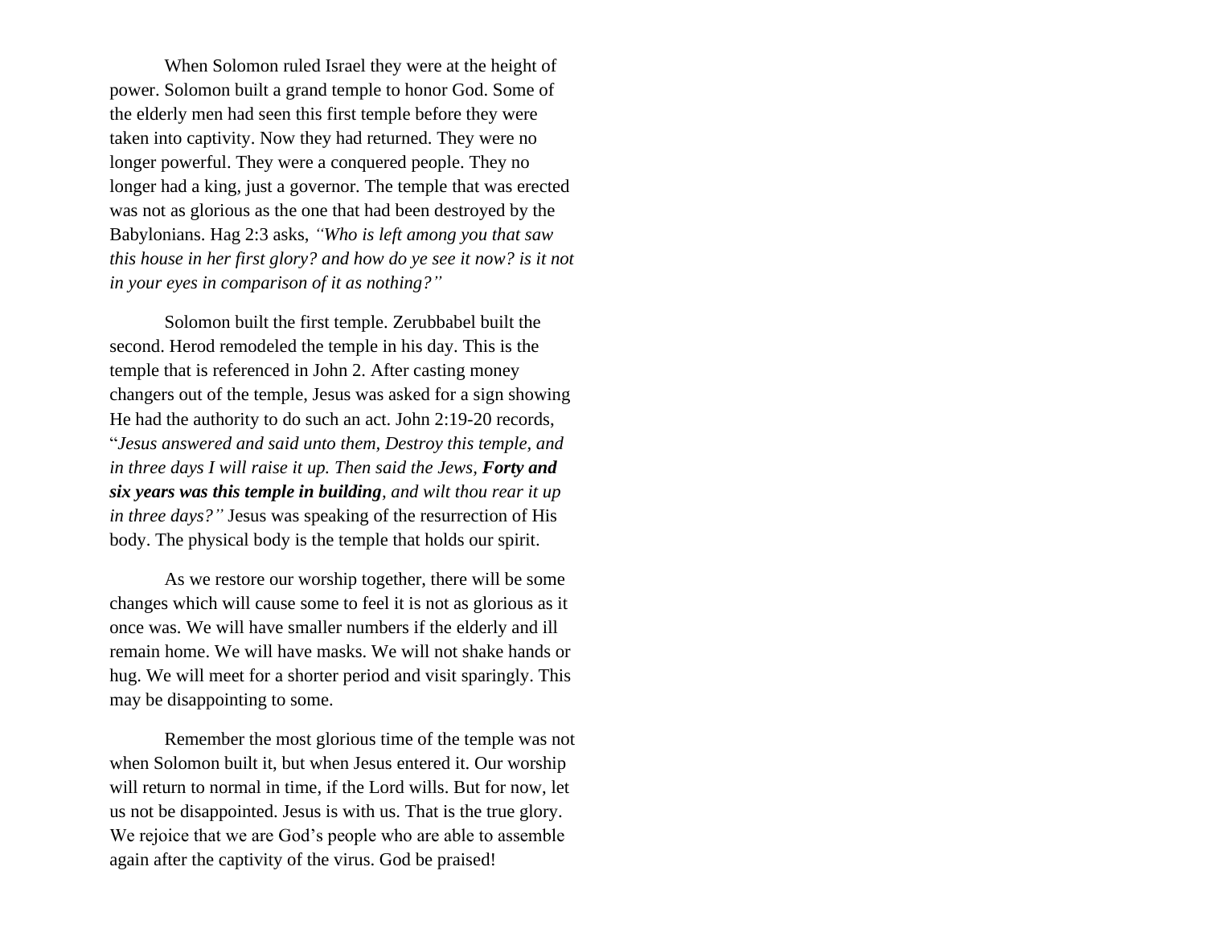When Solomon ruled Israel they were at the height of power. Solomon built a grand temple to honor God. Some of the elderly men had seen this first temple before they were taken into captivity. Now they had returned. They were no longer powerful. They were a conquered people. They no longer had a king, just a governor. The temple that was erected was not as glorious as the one that had been destroyed by the Babylonians. Hag 2:3 asks, *"Who is left among you that saw this house in her first glory? and how do ye see it now? is it not in your eyes in comparison of it as nothing?"*

Solomon built the first temple. Zerubbabel built the second. Herod remodeled the temple in his day. This is the temple that is referenced in John 2. After casting money changers out of the temple, Jesus was asked for a sign showing He had the authority to do such an act. John 2:19-20 records, "*Jesus answered and said unto them, Destroy this temple, and in three days I will raise it up. Then said the Jews, **Forty and six years was this temple in building**, and wilt thou rear it up in three days?"* Jesus was speaking of the resurrection of His body. The physical body is the temple that holds our spirit.

As we restore our worship together, there will be some changes which will cause some to feel it is not as glorious as it once was. We will have smaller numbers if the elderly and ill remain home. We will have masks. We will not shake hands or hug. We will meet for a shorter period and visit sparingly. This may be disappointing to some.

Remember the most glorious time of the temple was not when Solomon built it, but when Jesus entered it. Our worship will return to normal in time, if the Lord wills. But for now, let us not be disappointed. Jesus is with us. That is the true glory. We rejoice that we are God's people who are able to assemble again after the captivity of the virus. God be praised!